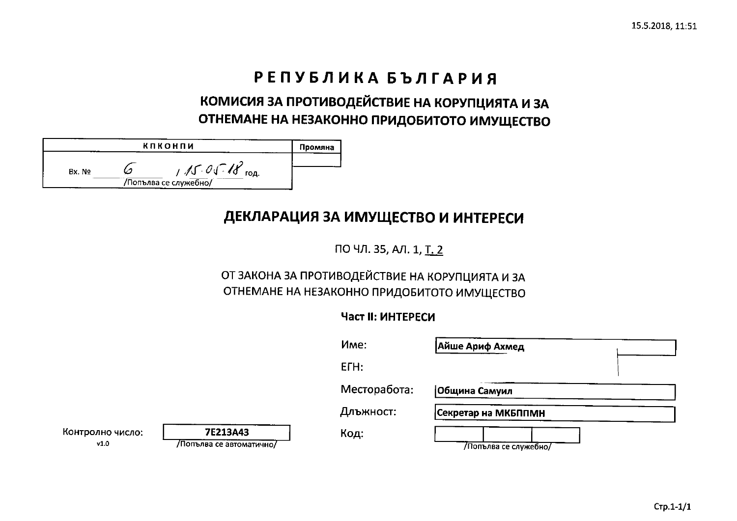# РЕПУБЛИКА БЪЛГАРИЯ

## КОМИСИЯ ЗА ПРОТИВОДЕЙСТВИЕ НА КОРУПЦИЯТА И ЗА ОТНЕМАНЕ НА НЕЗАКОННО ПРИДОБИТОТО ИМУЩЕСТВО

| КПКОНПИ | Промяна |
|---|---|
| Вх. № 6 / 15.05.18 год. /Попълва се служебно/ | |

## ДЕКЛАРАЦИЯ ЗА ИМУЩЕСТВО И ИНТЕРЕСИ

ПО ЧЛ. 35, АЛ. 1, Т. 2

ОТ ЗАКОНА ЗА ПРОТИВОДЕЙСТВИЕ НА КОРУПЦИЯТА И ЗА ОТНЕМАНЕ НА НЕЗАКОННО ПРИДОБИТОТО ИМУЩЕСТВО

**Част II: ИНТЕРЕСИ**

Име: **Айше Ариф Ахмед**

ЕГН:

Месторабота: **Община Самуил**

Длъжност: **Секретар на МКБППМН**

Код: /Попълва се служебно/

Контролно число: **7E213A43** /Попълва се автоматично/

v1.0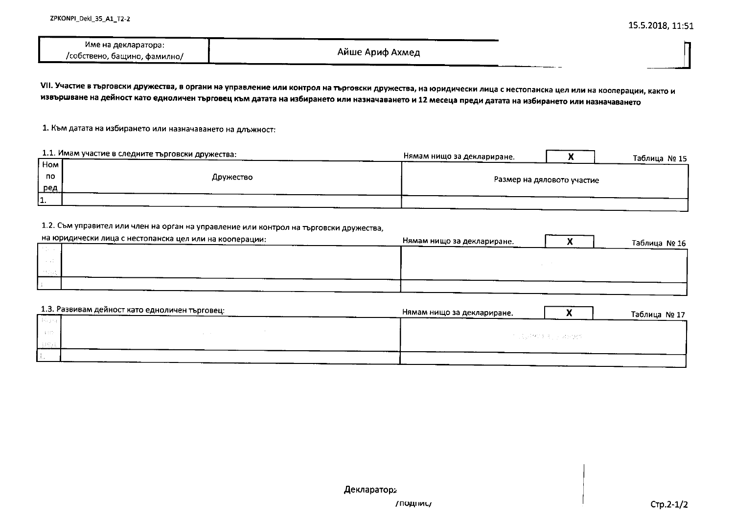ZPKONPI_Dekl_35_A1_T2-2

15.5.2018, 11:51

| Име на декларатора: /собствено, бащино, фамилно/ | Айше Ариф Ахмед |
|---|---|

**VII. Участие в търговски дружества, в органи на управление или контрол на търговски дружества, на юридически лица с нестопанска цел или на кооперации, както и извършване на дейност като едноличен търговец към датата на избирането или назначаването и 12 месеца преди датата на избирането или назначаването**

1. Към датата на избирането или назначаването на длъжност:

1.1. Имам участие в следните търговски дружества: Нямам нищо за деклариране. **X** Таблица № 15

| Ном по ред | Дружество | Размер на дяловото участие |
|---|---|---|
| 1. | | |

1.2. Съм управител или член на орган на управление или контрол на търговски дружества, на юридически лица с нестопанска цел или на кооперации: Нямам нищо за деклариране. **X** Таблица № 16

| | | |
|---|---|---|
| | | |

1.3. Развивам дейност като едноличен търговец: Нямам нищо за деклариране. **X** Таблица № 17

| | | |
|---|---|---|
| | | |

Декларатор:
/подпис/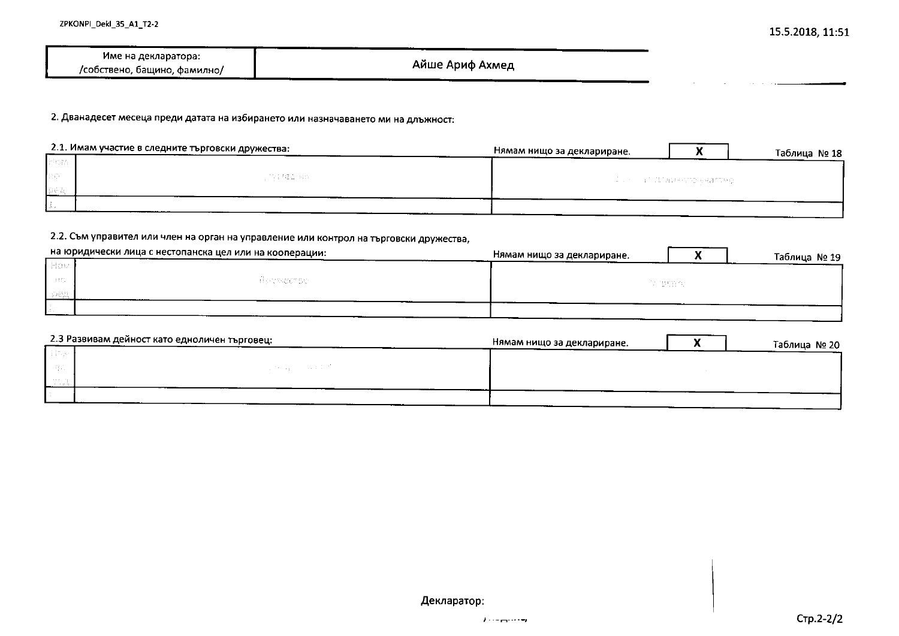| Име на декларатора: /собствено, бащино, фамилно/ | Айше Ариф Ахмед |
|---|---|

2. Дванадесет месеца преди датата на избирането или назначаването ми на длъжност:

2.1. Имам участие в следните търговски дружества: Нямам нищо за деклариране. **X** Таблица № 18

| Ном по ред | Дружество | Размер на дяловото участие |
|---|---|---|
| 1. | | |

2.2. Съм управител или член на орган на управление или контрол на търговски дружества, на юридически лица с нестопанска цел или на кооперации: Нямам нищо за деклариране. **X** Таблица № 19

| Ном по ред | Дружество | Уредба |
|---|---|---|
| 1. | | |

2.3 Развивам дейност като едноличен търговец: Нямам нищо за деклариране. **X** Таблица № 20

| Ном по ред | | |
|---|---|---|
| 1. | | |

Декларатор: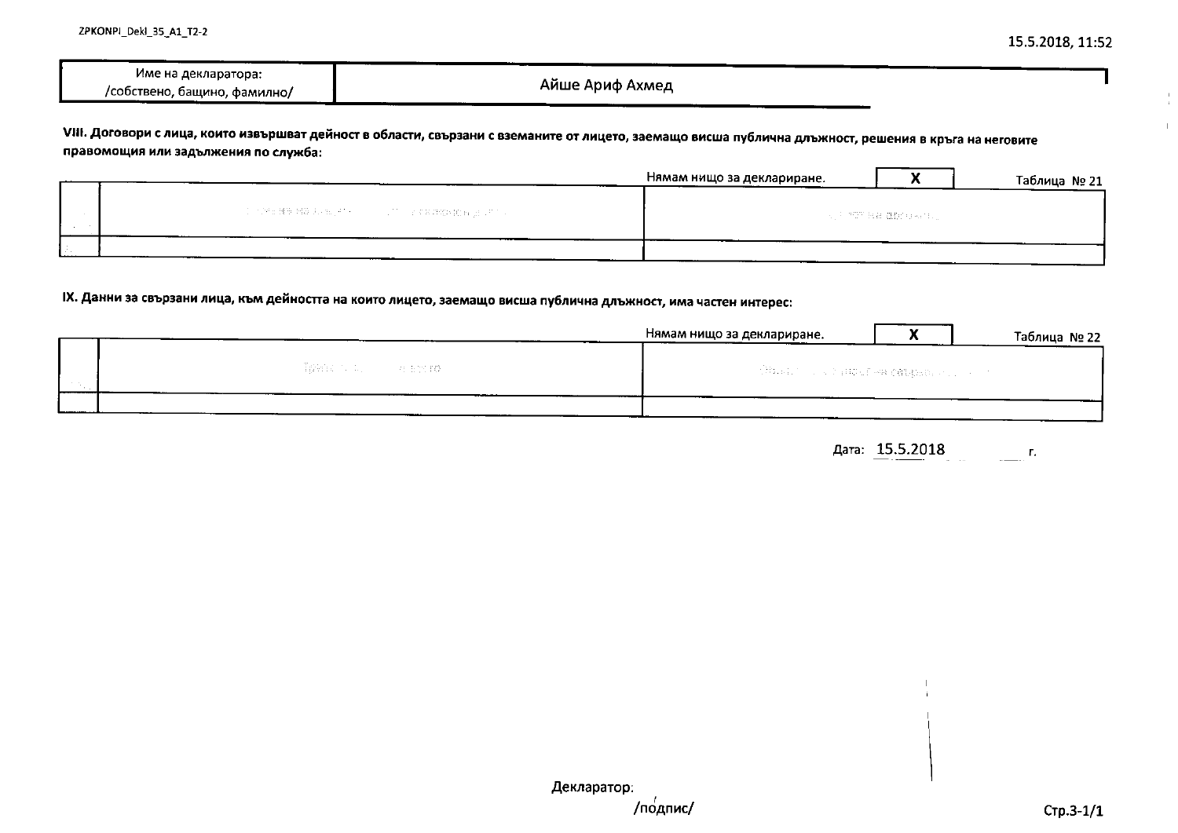| Име на декларатора: /собствено, бащино, фамилно/ | Айше Ариф Ахмед |
|---|---|

**VIII. Договори с лица, които извършват дейност в области, свързани с вземаните от лицето, заемащо висша публична длъжност, решения в кръга на неговите правомощия или задължения по служба:**

Нямам нищо за деклариране. **X** Таблица № 21

| | | |
|---|---|---|
| | | |

**IX. Данни за свързани лица, към дейността на които лицето, заемащо висша публична длъжност, има частен интерес:**

Нямам нищо за деклариране. **X** Таблица № 22

| | | |
|---|---|---|
| | | |

Дата: 15.5.2018 г.

Декларатор:

/подпис/